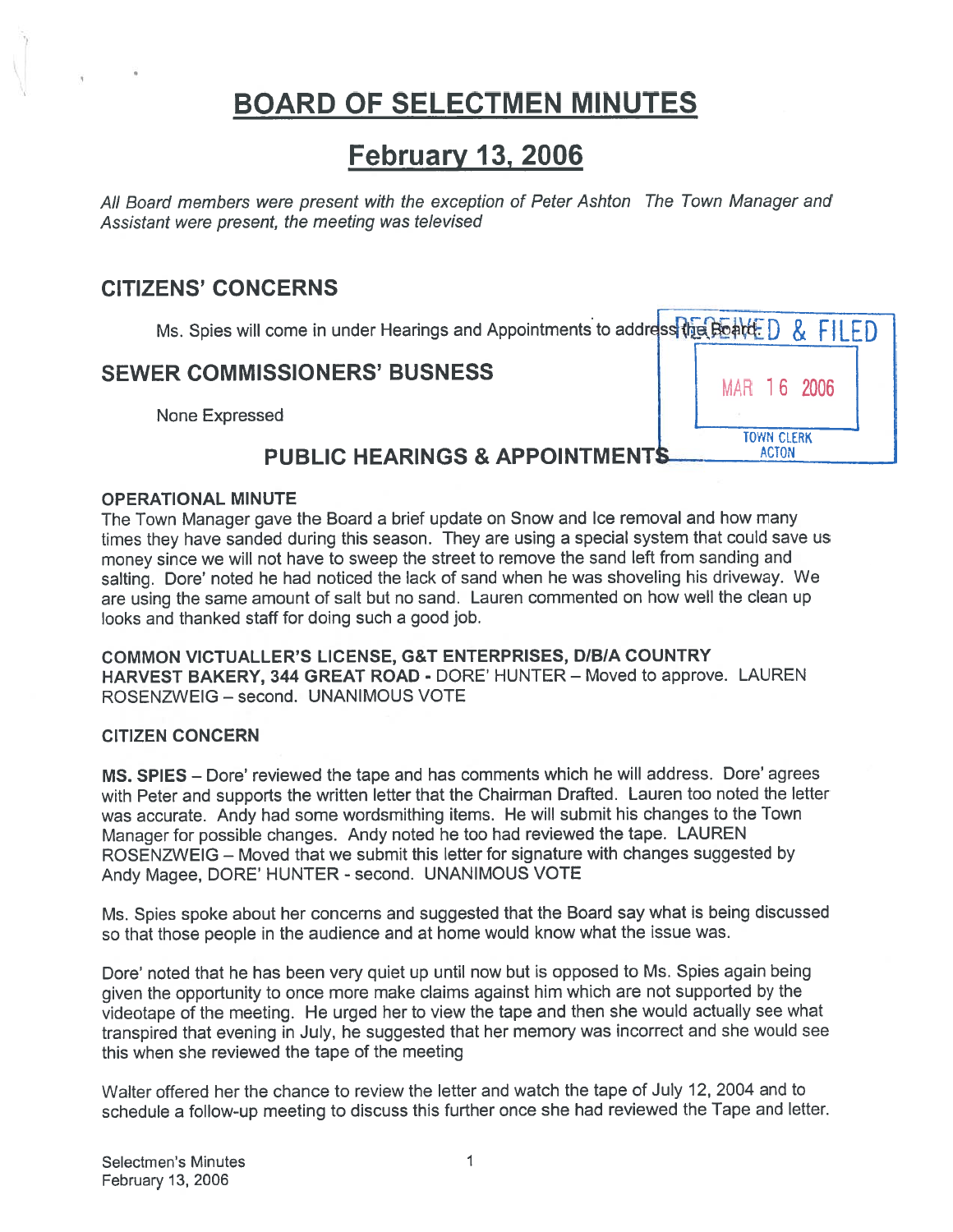# BOARD OF SELECTMEN MINUTES

## February 13, 2006

*All Board members were present with the exception of Peter Ashton The Town Manager and Assistant were present, the meeting was televised*

## CITIZENS' CONCERNS

Ms. Spies will come in under Hearings and Appointments to address the Board.

## SEWER COMMISSIONERS' BUSNESS

None Expressed

## PUBLIC HEARINGS & APPOINTMENTS

RECEIVED & FILED
MAR 16 2006
TOWN CLERK
ACTON

**OPERATIONAL MINUTE**
The Town Manager gave the Board a brief update on Snow and Ice removal and how many times they have sanded during this season. They are using a special system that could save us money since we will not have to sweep the street to remove the sand left from sanding and salting. Dore' noted he had noticed the lack of sand when he was shoveling his driveway. We are using the same amount of salt but no sand. Lauren commented on how well the clean up looks and thanked staff for doing such a good job.

**COMMON VICTUALLER'S LICENSE, G&T ENTERPRISES, D/B/A COUNTRY HARVEST BAKERY, 344 GREAT ROAD -** DORE' HUNTER – Moved to approve. LAUREN ROSENZWEIG – second. UNANIMOUS VOTE

**CITIZEN CONCERN**

**MS. SPIES** – Dore' reviewed the tape and has comments which he will address. Dore' agrees with Peter and supports the written letter that the Chairman Drafted. Lauren too noted the letter was accurate. Andy had some wordsmithing items. He will submit his changes to the Town Manager for possible changes. Andy noted he too had reviewed the tape. LAUREN ROSENZWEIG – Moved that we submit this letter for signature with changes suggested by Andy Magee, DORE' HUNTER - second. UNANIMOUS VOTE

Ms. Spies spoke about her concerns and suggested that the Board say what is being discussed so that those people in the audience and at home would know what the issue was.

Dore' noted that he has been very quiet up until now but is opposed to Ms. Spies again being given the opportunity to once more make claims against him which are not supported by the videotape of the meeting. He urged her to view the tape and then she would actually see what transpired that evening in July, he suggested that her memory was incorrect and she would see this when she reviewed the tape of the meeting

Walter offered her the chance to review the letter and watch the tape of July 12, 2004 and to schedule a follow-up meeting to discuss this further once she had reviewed the Tape and letter.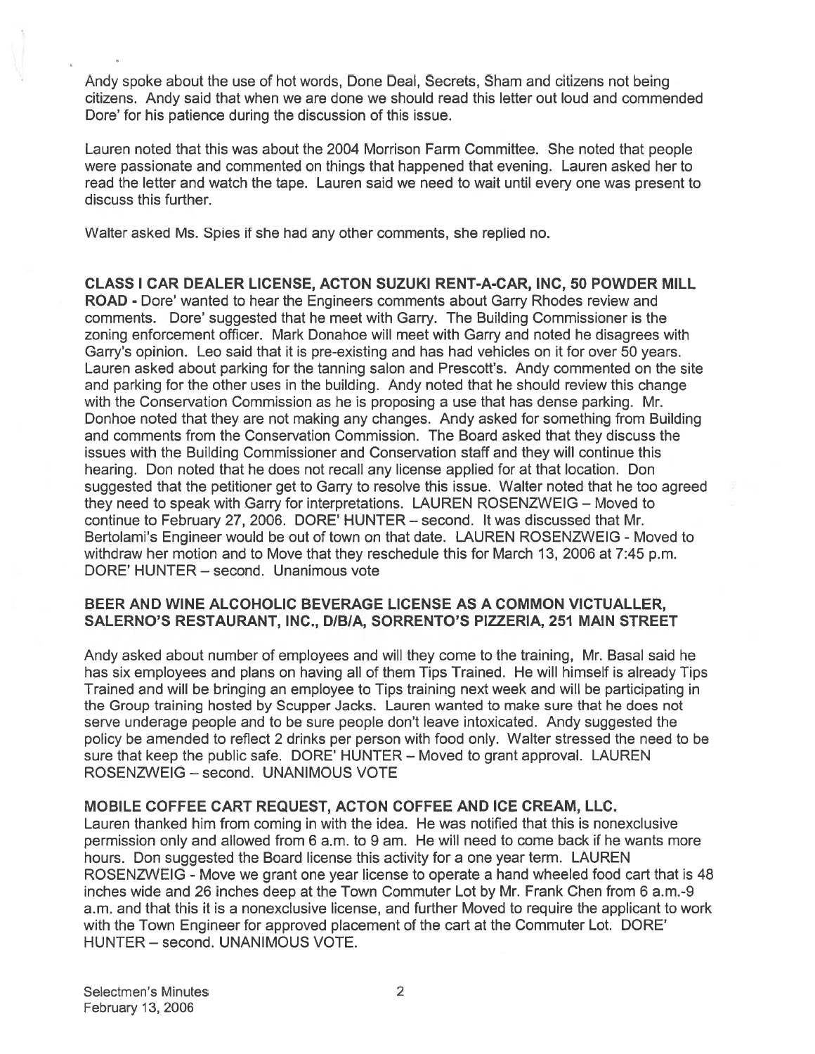Andy spoke about the use of hot words, Done Deal, Secrets, Sham and citizens not being citizens. Andy said that when we are done we should read this letter out loud and commended Dore' for his patience during the discussion of this issue.

Lauren noted that this was about the 2004 Morrison Farm Committee. She noted that people were passionate and commented on things that happened that evening. Lauren asked her to read the letter and watch the tape. Lauren said we need to wait until every one was present to discuss this further.

Walter asked Ms. Spies if she had any other comments, she replied no.

**CLASS I CAR DEALER LICENSE, ACTON SUZUKI RENT-A-CAR, INC, 50 POWDER MILL ROAD** - Dore' wanted to hear the Engineers comments about Garry Rhodes review and comments. Dore' suggested that he meet with Garry. The Building Commissioner is the zoning enforcement officer. Mark Donahoe will meet with Garry and noted he disagrees with Garry's opinion. Leo said that it is pre-existing and has had vehicles on it for over 50 years. Lauren asked about parking for the tanning salon and Prescott's. Andy commented on the site and parking for the other uses in the building. Andy noted that he should review this change with the Conservation Commission as he is proposing a use that has dense parking. Mr. Donhoe noted that they are not making any changes. Andy asked for something from Building and comments from the Conservation Commission. The Board asked that they discuss the issues with the Building Commissioner and Conservation staff and they will continue this hearing. Don noted that he does not recall any license applied for at that location. Don suggested that the petitioner get to Garry to resolve this issue. Walter noted that he too agreed they need to speak with Garry for interpretations. LAUREN ROSENZWEIG – Moved to continue to February 27, 2006. DORE' HUNTER – second. It was discussed that Mr. Bertolami's Engineer would be out of town on that date. LAUREN ROSENZWEIG - Moved to withdraw her motion and to Move that they reschedule this for March 13, 2006 at 7:45 p.m. DORE' HUNTER – second. Unanimous vote

**BEER AND WINE ALCOHOLIC BEVERAGE LICENSE AS A COMMON VICTUALLER, SALERNO'S RESTAURANT, INC., D/B/A, SORRENTO'S PIZZERIA, 251 MAIN STREET**

Andy asked about number of employees and will they come to the training, Mr. Basal said he has six employees and plans on having all of them Tips Trained. He will himself is already Tips Trained and will be bringing an employee to Tips training next week and will be participating in the Group training hosted by Scupper Jacks. Lauren wanted to make sure that he does not serve underage people and to be sure people don't leave intoxicated. Andy suggested the policy be amended to reflect 2 drinks per person with food only. Walter stressed the need to be sure that keep the public safe. DORE' HUNTER – Moved to grant approval. LAUREN ROSENZWEIG – second. UNANIMOUS VOTE

**MOBILE COFFEE CART REQUEST, ACTON COFFEE AND ICE CREAM, LLC.**
Lauren thanked him from coming in with the idea. He was notified that this is nonexclusive permission only and allowed from 6 a.m. to 9 am. He will need to come back if he wants more hours. Don suggested the Board license this activity for a one year term. LAUREN ROSENZWEIG - Move we grant one year license to operate a hand wheeled food cart that is 48 inches wide and 26 inches deep at the Town Commuter Lot by Mr. Frank Chen from 6 a.m.-9 a.m. and that this it is a nonexclusive license, and further Moved to require the applicant to work with the Town Engineer for approved placement of the cart at the Commuter Lot. DORE' HUNTER – second. UNANIMOUS VOTE.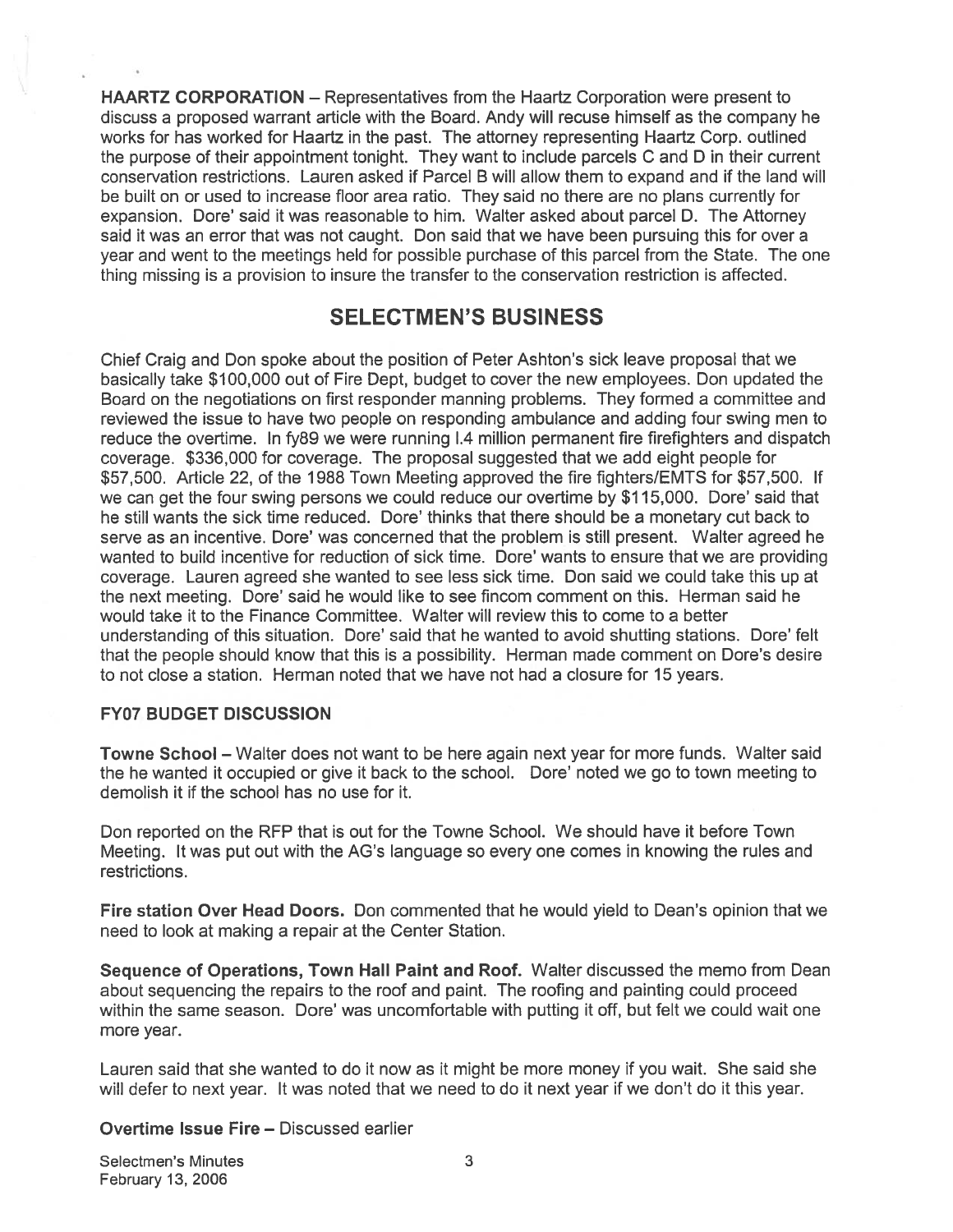**HAARTZ CORPORATION** – Representatives from the Haartz Corporation were present to discuss a proposed warrant article with the Board. Andy will recuse himself as the company he works for has worked for Haartz in the past. The attorney representing Haartz Corp. outlined the purpose of their appointment tonight. They want to include parcels C and D in their current conservation restrictions. Lauren asked if Parcel B will allow them to expand and if the land will be built on or used to increase floor area ratio. They said no there are no plans currently for expansion. Dore' said it was reasonable to him. Walter asked about parcel D. The Attorney said it was an error that was not caught. Don said that we have been pursuing this for over a year and went to the meetings held for possible purchase of this parcel from the State. The one thing missing is a provision to insure the transfer to the conservation restriction is affected.

## SELECTMEN'S BUSINESS

Chief Craig and Don spoke about the position of Peter Ashton's sick leave proposal that we basically take $100,000 out of Fire Dept, budget to cover the new employees. Don updated the Board on the negotiations on first responder manning problems. They formed a committee and reviewed the issue to have two people on responding ambulance and adding four swing men to reduce the overtime. In fy89 we were running l.4 million permanent fire firefighters and dispatch coverage. $336,000 for coverage. The proposal suggested that we add eight people for $57,500. Article 22, of the 1988 Town Meeting approved the fire fighters/EMTS for $57,500. If we can get the four swing persons we could reduce our overtime by $115,000. Dore' said that he still wants the sick time reduced. Dore' thinks that there should be a monetary cut back to serve as an incentive. Dore' was concerned that the problem is still present. Walter agreed he wanted to build incentive for reduction of sick time. Dore' wants to ensure that we are providing coverage. Lauren agreed she wanted to see less sick time. Don said we could take this up at the next meeting. Dore' said he would like to see fincom comment on this. Herman said he would take it to the Finance Committee. Walter will review this to come to a better understanding of this situation. Dore' said that he wanted to avoid shutting stations. Dore' felt that the people should know that this is a possibility. Herman made comment on Dore's desire to not close a station. Herman noted that we have not had a closure for 15 years.

### FY07 BUDGET DISCUSSION

**Towne School** – Walter does not want to be here again next year for more funds. Walter said the he wanted it occupied or give it back to the school. Dore' noted we go to town meeting to demolish it if the school has no use for it.

Don reported on the RFP that is out for the Towne School. We should have it before Town Meeting. It was put out with the AG's language so every one comes in knowing the rules and restrictions.

**Fire station Over Head Doors.** Don commented that he would yield to Dean's opinion that we need to look at making a repair at the Center Station.

**Sequence of Operations, Town Hall Paint and Roof.** Walter discussed the memo from Dean about sequencing the repairs to the roof and paint. The roofing and painting could proceed within the same season. Dore' was uncomfortable with putting it off, but felt we could wait one more year.

Lauren said that she wanted to do it now as it might be more money if you wait. She said she will defer to next year. It was noted that we need to do it next year if we don't do it this year.

**Overtime Issue Fire** – Discussed earlier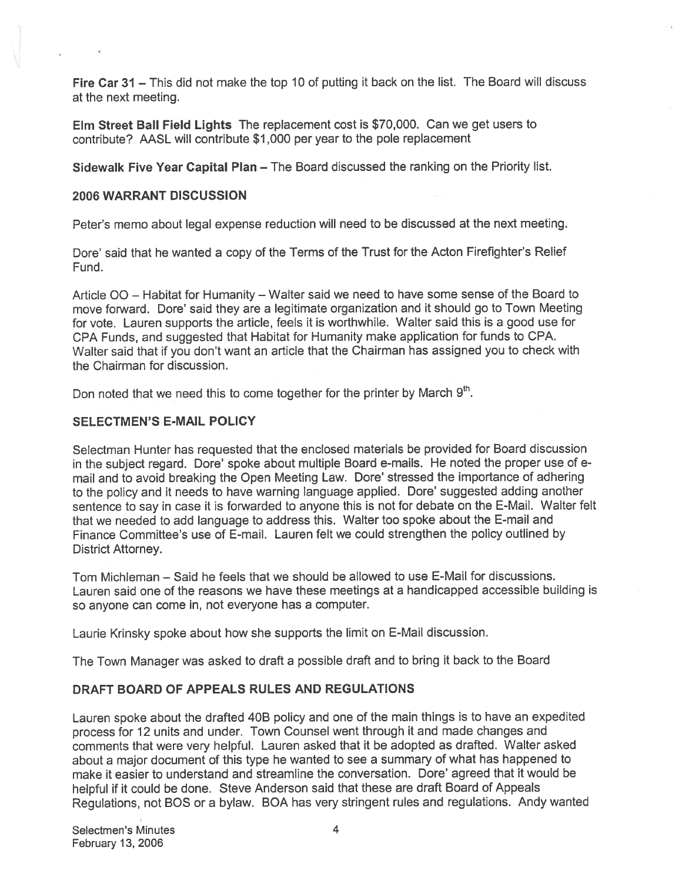**Fire Car 31** – This did not make the top 10 of putting it back on the list. The Board will discuss at the next meeting.

**Elm Street Ball Field Lights** The replacement cost is $70,000. Can we get users to contribute? AASL will contribute $1,000 per year to the pole replacement

**Sidewalk Five Year Capital Plan** – The Board discussed the ranking on the Priority list.

## 2006 WARRANT DISCUSSION

Peter's memo about legal expense reduction will need to be discussed at the next meeting.

Dore' said that he wanted a copy of the Terms of the Trust for the Acton Firefighter's Relief Fund.

Article OO – Habitat for Humanity – Walter said we need to have some sense of the Board to move forward. Dore' said they are a legitimate organization and it should go to Town Meeting for vote. Lauren supports the article, feels it is worthwhile. Walter said this is a good use for CPA Funds, and suggested that Habitat for Humanity make application for funds to CPA. Walter said that if you don't want an article that the Chairman has assigned you to check with the Chairman for discussion.

Don noted that we need this to come together for the printer by March 9th.

## SELECTMEN'S E-MAIL POLICY

Selectman Hunter has requested that the enclosed materials be provided for Board discussion in the subject regard. Dore' spoke about multiple Board e-mails. He noted the proper use of e-mail and to avoid breaking the Open Meeting Law. Dore' stressed the importance of adhering to the policy and it needs to have warning language applied. Dore' suggested adding another sentence to say in case it is forwarded to anyone this is not for debate on the E-Mail. Walter felt that we needed to add language to address this. Walter too spoke about the E-mail and Finance Committee's use of E-mail. Lauren felt we could strengthen the policy outlined by District Attorney.

Tom Michleman – Said he feels that we should be allowed to use E-Mail for discussions. Lauren said one of the reasons we have these meetings at a handicapped accessible building is so anyone can come in, not everyone has a computer.

Laurie Krinsky spoke about how she supports the limit on E-Mail discussion.

The Town Manager was asked to draft a possible draft and to bring it back to the Board

## DRAFT BOARD OF APPEALS RULES AND REGULATIONS

Lauren spoke about the drafted 40B policy and one of the main things is to have an expedited process for 12 units and under. Town Counsel went through it and made changes and comments that were very helpful. Lauren asked that it be adopted as drafted. Walter asked about a major document of this type he wanted to see a summary of what has happened to make it easier to understand and streamline the conversation. Dore' agreed that it would be helpful if it could be done. Steve Anderson said that these are draft Board of Appeals Regulations, not BOS or a bylaw. BOA has very stringent rules and regulations. Andy wanted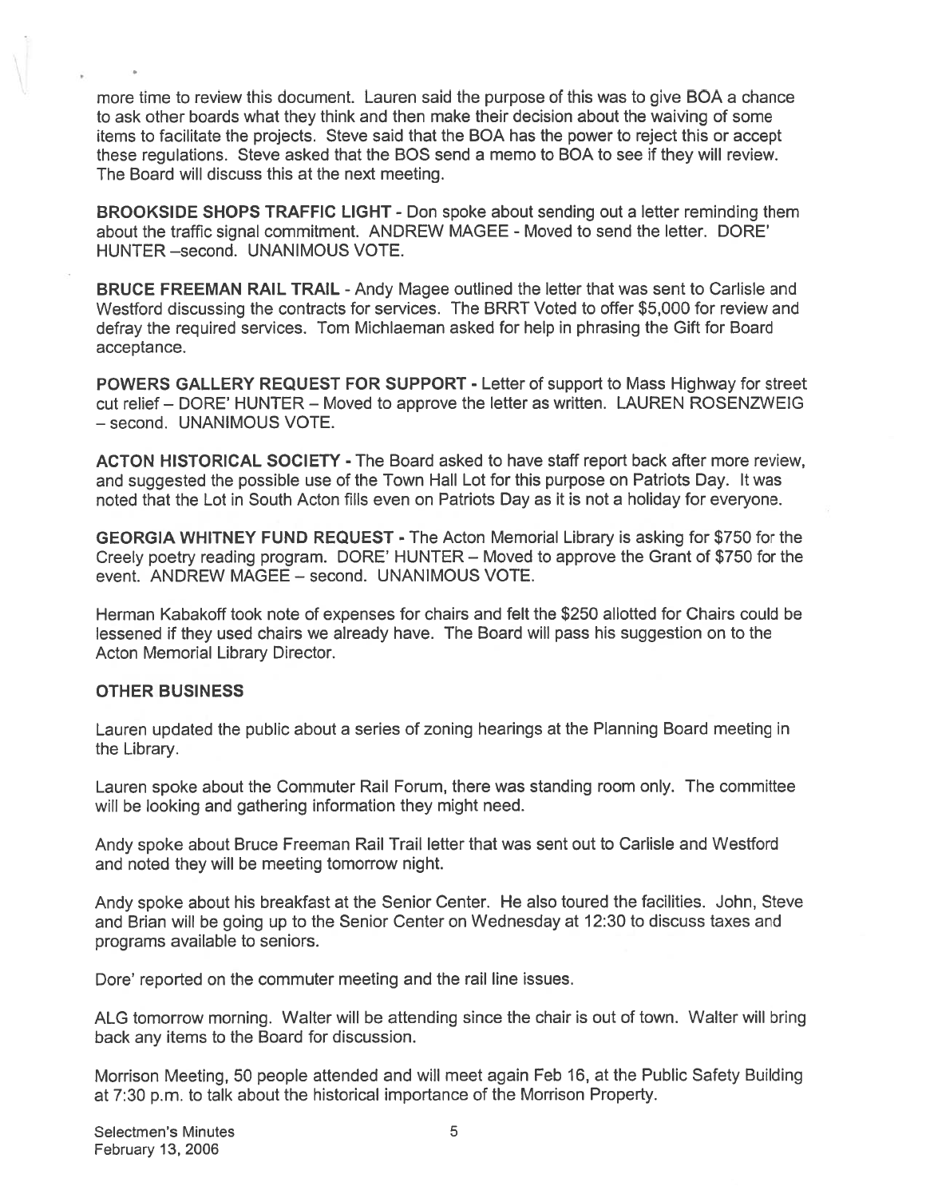more time to review this document. Lauren said the purpose of this was to give BOA a chance to ask other boards what they think and then make their decision about the waiving of some items to facilitate the projects. Steve said that the BOA has the power to reject this or accept these regulations. Steve asked that the BOS send a memo to BOA to see if they will review. The Board will discuss this at the next meeting.

**BROOKSIDE SHOPS TRAFFIC LIGHT** - Don spoke about sending out a letter reminding them about the traffic signal commitment. ANDREW MAGEE - Moved to send the letter. DORE' HUNTER –second. UNANIMOUS VOTE.

**BRUCE FREEMAN RAIL TRAIL** - Andy Magee outlined the letter that was sent to Carlisle and Westford discussing the contracts for services. The BRRT Voted to offer $5,000 for review and defray the required services. Tom Michlaeman asked for help in phrasing the Gift for Board acceptance.

**POWERS GALLERY REQUEST FOR SUPPORT** - Letter of support to Mass Highway for street cut relief – DORE' HUNTER – Moved to approve the letter as written. LAUREN ROSENZWEIG – second. UNANIMOUS VOTE.

**ACTON HISTORICAL SOCIETY** - The Board asked to have staff report back after more review, and suggested the possible use of the Town Hall Lot for this purpose on Patriots Day. It was noted that the Lot in South Acton fills even on Patriots Day as it is not a holiday for everyone.

**GEORGIA WHITNEY FUND REQUEST** - The Acton Memorial Library is asking for $750 for the Creely poetry reading program. DORE' HUNTER – Moved to approve the Grant of $750 for the event. ANDREW MAGEE – second. UNANIMOUS VOTE.

Herman Kabakoff took note of expenses for chairs and felt the $250 allotted for Chairs could be lessened if they used chairs we already have. The Board will pass his suggestion on to the Acton Memorial Library Director.

**OTHER BUSINESS**

Lauren updated the public about a series of zoning hearings at the Planning Board meeting in the Library.

Lauren spoke about the Commuter Rail Forum, there was standing room only. The committee will be looking and gathering information they might need.

Andy spoke about Bruce Freeman Rail Trail letter that was sent out to Carlisle and Westford and noted they will be meeting tomorrow night.

Andy spoke about his breakfast at the Senior Center. He also toured the facilities. John, Steve and Brian will be going up to the Senior Center on Wednesday at 12:30 to discuss taxes and programs available to seniors.

Dore' reported on the commuter meeting and the rail line issues.

ALG tomorrow morning. Walter will be attending since the chair is out of town. Walter will bring back any items to the Board for discussion.

Morrison Meeting, 50 people attended and will meet again Feb 16, at the Public Safety Building at 7:30 p.m. to talk about the historical importance of the Morrison Property.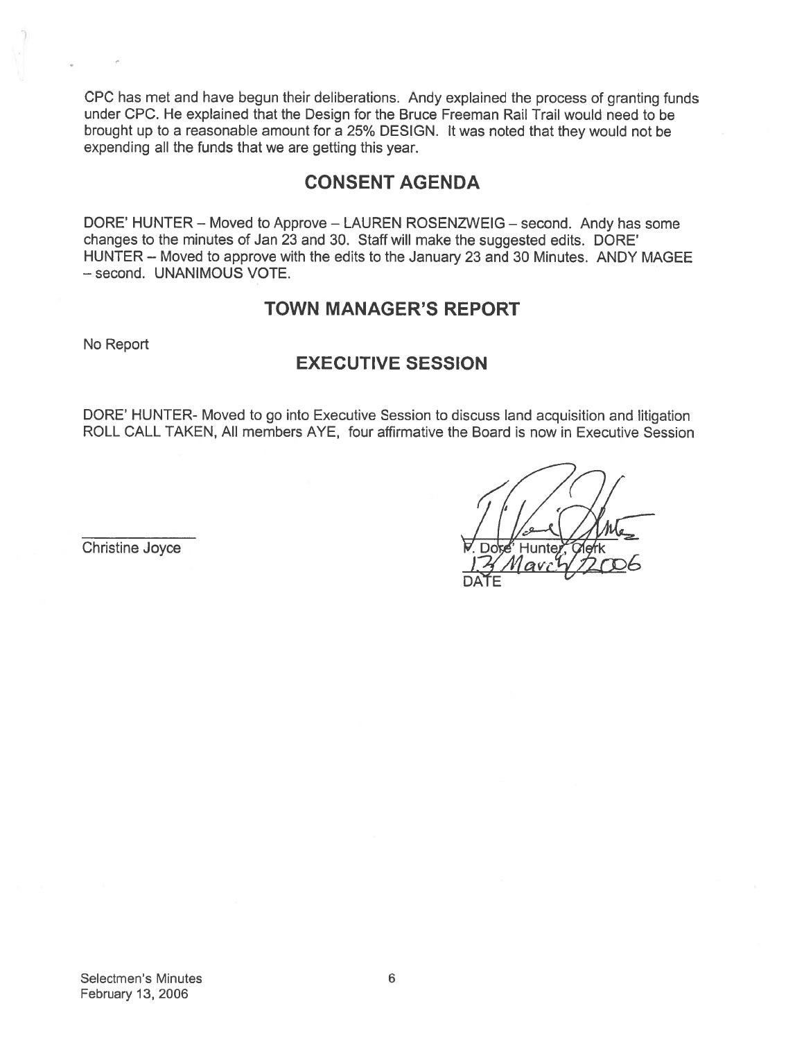CPC has met and have begun their deliberations. Andy explained the process of granting funds under CPC. He explained that the Design for the Bruce Freeman Rail Trail would need to be brought up to a reasonable amount for a 25% DESIGN. It was noted that they would not be expending all the funds that we are getting this year.

## CONSENT AGENDA

DORE' HUNTER – Moved to Approve – LAUREN ROSENZWEIG – second. Andy has some changes to the minutes of Jan 23 and 30. Staff will make the suggested edits. DORE' HUNTER – Moved to approve with the edits to the January 23 and 30 Minutes. ANDY MAGEE – second. UNANIMOUS VOTE.

## TOWN MANAGER'S REPORT

No Report

## EXECUTIVE SESSION

DORE' HUNTER- Moved to go into Executive Session to discuss land acquisition and litigation ROLL CALL TAKEN, All members AYE, four affirmative the Board is now in Executive Session

Christine Joyce

F. Dore' Hunter, Clerk

13 March 2006

DATE

Selectmen's Minutes
February 13, 2006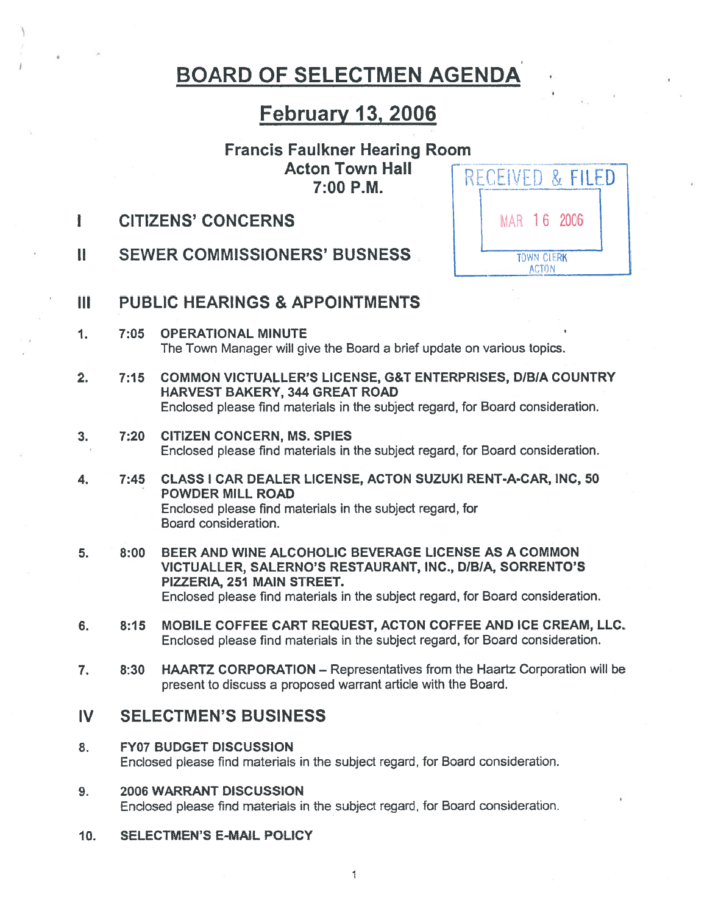# BOARD OF SELECTMEN AGENDA

## February 13, 2006

**Francis Faulkner Hearing Room**
**Acton Town Hall**
**7:00 P.M.**

RECEIVED & FILED
MAR 16 2006
TOWN CLERK
ACTON

## I CITIZENS' CONCERNS

## II SEWER COMMISSIONERS' BUSNESS

## III PUBLIC HEARINGS & APPOINTMENTS

1. 7:05 **OPERATIONAL MINUTE**
   The Town Manager will give the Board a brief update on various topics.

2. 7:15 **COMMON VICTUALLER'S LICENSE, G&T ENTERPRISES, D/B/A COUNTRY HARVEST BAKERY, 344 GREAT ROAD**
   Enclosed please find materials in the subject regard, for Board consideration.

3. 7:20 **CITIZEN CONCERN, MS. SPIES**
   Enclosed please find materials in the subject regard, for Board consideration.

4. 7:45 **CLASS I CAR DEALER LICENSE, ACTON SUZUKI RENT-A-CAR, INC, 50 POWDER MILL ROAD**
   Enclosed please find materials in the subject regard, for Board consideration.

5. 8:00 **BEER AND WINE ALCOHOLIC BEVERAGE LICENSE AS A COMMON VICTUALLER, SALERNO'S RESTAURANT, INC., D/B/A, SORRENTO'S PIZZERIA, 251 MAIN STREET.**
   Enclosed please find materials in the subject regard, for Board consideration.

6. 8:15 **MOBILE COFFEE CART REQUEST, ACTON COFFEE AND ICE CREAM, LLC.**
   Enclosed please find materials in the subject regard, for Board consideration.

7. 8:30 **HAARTZ CORPORATION** – Representatives from the Haartz Corporation will be present to discuss a proposed warrant article with the Board.

## IV SELECTMEN'S BUSINESS

8. **FY07 BUDGET DISCUSSION**
   Enclosed please find materials in the subject regard, for Board consideration.

9. **2006 WARRANT DISCUSSION**
   Enclosed please find materials in the subject regard, for Board consideration.

10. **SELECTMEN'S E-MAIL POLICY**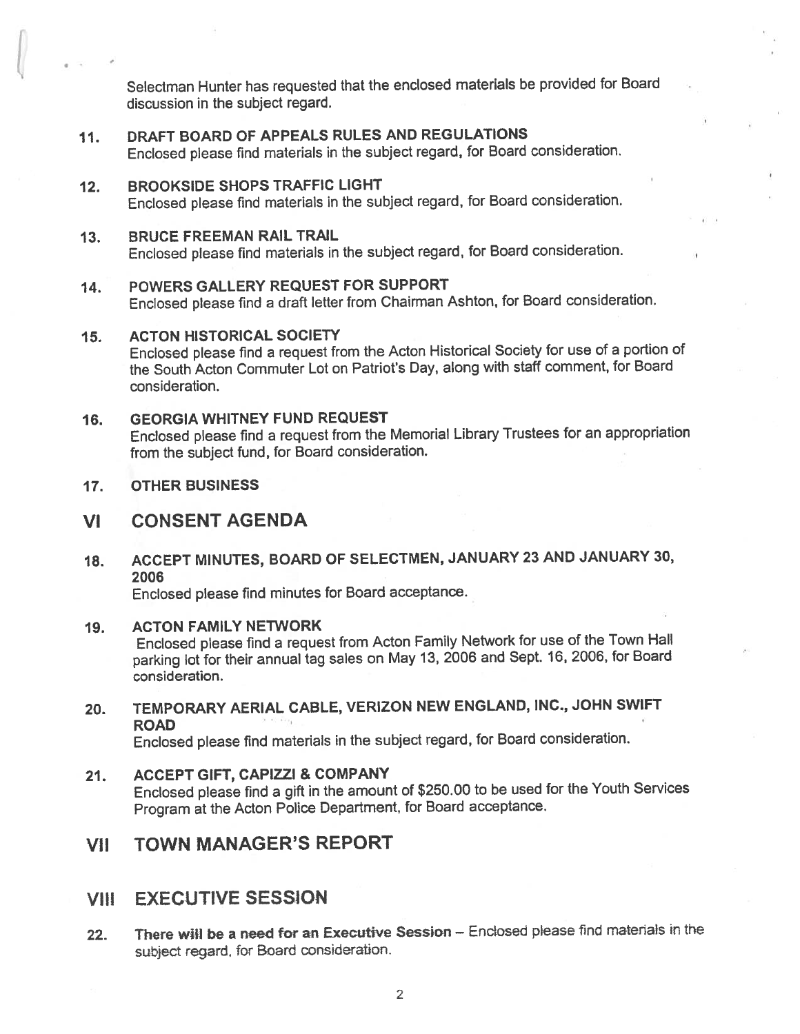Selectman Hunter has requested that the enclosed materials be provided for Board discussion in the subject regard.

11. **DRAFT BOARD OF APPEALS RULES AND REGULATIONS**
    Enclosed please find materials in the subject regard, for Board consideration.

12. **BROOKSIDE SHOPS TRAFFIC LIGHT**
    Enclosed please find materials in the subject regard, for Board consideration.

13. **BRUCE FREEMAN RAIL TRAIL**
    Enclosed please find materials in the subject regard, for Board consideration.

14. **POWERS GALLERY REQUEST FOR SUPPORT**
    Enclosed please find a draft letter from Chairman Ashton, for Board consideration.

15. **ACTON HISTORICAL SOCIETY**
    Enclosed please find a request from the Acton Historical Society for use of a portion of the South Acton Commuter Lot on Patriot's Day, along with staff comment, for Board consideration.

16. **GEORGIA WHITNEY FUND REQUEST**
    Enclosed please find a request from the Memorial Library Trustees for an appropriation from the subject fund, for Board consideration.

17. **OTHER BUSINESS**

## VI CONSENT AGENDA

18. **ACCEPT MINUTES, BOARD OF SELECTMEN, JANUARY 23 AND JANUARY 30, 2006**
    Enclosed please find minutes for Board acceptance.

19. **ACTON FAMILY NETWORK**
    Enclosed please find a request from Acton Family Network for use of the Town Hall parking lot for their annual tag sales on May 13, 2006 and Sept. 16, 2006, for Board consideration.

20. **TEMPORARY AERIAL CABLE, VERIZON NEW ENGLAND, INC., JOHN SWIFT ROAD**
    Enclosed please find materials in the subject regard, for Board consideration.

21. **ACCEPT GIFT, CAPIZZI & COMPANY**
    Enclosed please find a gift in the amount of $250.00 to be used for the Youth Services Program at the Acton Police Department, for Board acceptance.

## VII TOWN MANAGER'S REPORT

## VIII EXECUTIVE SESSION

22. **There will be a need for an Executive Session** – Enclosed please find materials in the subject regard, for Board consideration.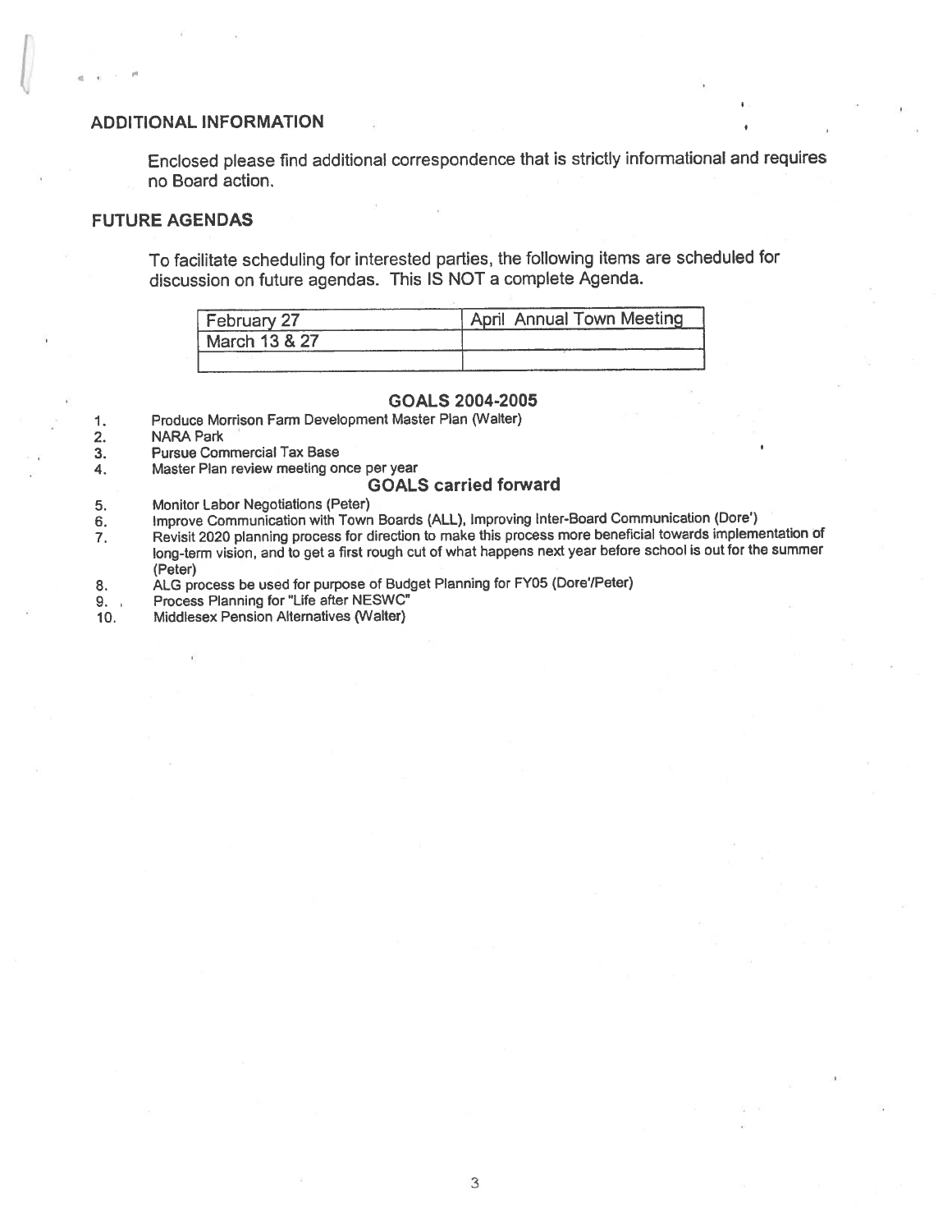## ADDITIONAL INFORMATION

Enclosed please find additional correspondence that is strictly informational and requires no Board action.

## FUTURE AGENDAS

To facilitate scheduling for interested parties, the following items are scheduled for discussion on future agendas. This IS NOT a complete Agenda.

| | |
|---|---|
| February 27 | April Annual Town Meeting |
| March 13 & 27 | |
| | |

### GOALS 2004-2005

1. Produce Morrison Farm Development Master Plan (Walter)
2. NARA Park
3. Pursue Commercial Tax Base
4. Master Plan review meeting once per year

### GOALS carried forward

5. Monitor Labor Negotiations (Peter)
6. Improve Communication with Town Boards (ALL), Improving Inter-Board Communication (Dore')
7. Revisit 2020 planning process for direction to make this process more beneficial towards implementation of long-term vision, and to get a first rough cut of what happens next year before school is out for the summer (Peter)
8. ALG process be used for purpose of Budget Planning for FY05 (Dore'/Peter)
9. Process Planning for "Life after NESWC"
10. Middlesex Pension Alternatives (Walter)